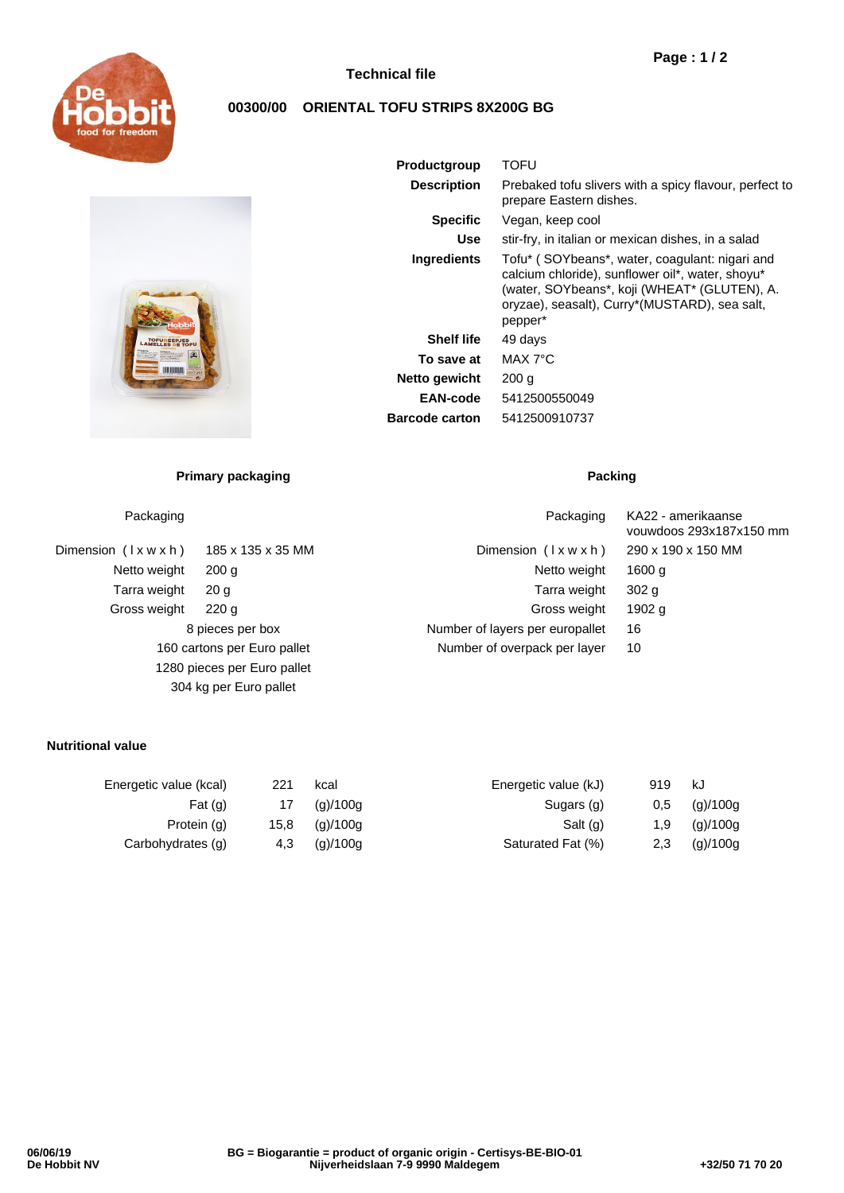# Technical file

## 00300/00 ORIENTAL TOFU STRIPS 8X200G BG

| | |
|---|---|
| **Productgroup** | TOFU |
| **Description** | Prebaked tofu slivers with a spicy flavour, perfect to prepare Eastern dishes. |
| **Specific** | Vegan, keep cool |
| **Use** | stir-fry, in italian or mexican dishes, in a salad |
| **Ingredients** | Tofu* ( SOYbeans*, water, coagulant: nigari and calcium chloride), sunflower oil*, water, shoyu* (water, SOYbeans*, koji (WHEAT* (GLUTEN), A. oryzae), seasalt), Curry*(MUSTARD), sea salt, pepper* |
| **Shelf life** | 49 days |
| **To save at** | MAX 7°C |
| **Netto gewicht** | 200 g |
| **EAN-code** | 5412500550049 |
| **Barcode carton** | 5412500910737 |

### Primary packaging

| | |
|---|---|
| Packaging | |
| Dimension ( l x w x h ) | 185 x 135 x 35 MM |
| Netto weight | 200 g |
| Tarra weight | 20 g |
| Gross weight | 220 g |

8 pieces per box
160 cartons per Euro pallet
1280 pieces per Euro pallet
304 kg per Euro pallet

### Packing

| | |
|---|---|
| Packaging | KA22 - amerikaanse vouwdoos 293x187x150 mm |
| Dimension ( l x w x h ) | 290 x 190 x 150 MM |
| Netto weight | 1600 g |
| Tarra weight | 302 g |
| Gross weight | 1902 g |
| Number of layers per europallet | 16 |
| Number of overpack per layer | 10 |

### Nutritional value

| | | | | | |
|---|---|---|---|---|---|
| Energetic value (kcal) | 221 | kcal | Energetic value (kJ) | 919 | kJ |
| Fat (g) | 17 | (g)/100g | Sugars (g) | 0,5 | (g)/100g |
| Protein (g) | 15,8 | (g)/100g | Salt (g) | 1,9 | (g)/100g |
| Carbohydrates (g) | 4,3 | (g)/100g | Saturated Fat (%) | 2,3 | (g)/100g |

06/06/19
De Hobbit NV

BG = Biogarantie = product of organic origin - Certisys-BE-BIO-01
Nijverheidslaan 7-9 9990 Maldegem

+32/50 71 70 20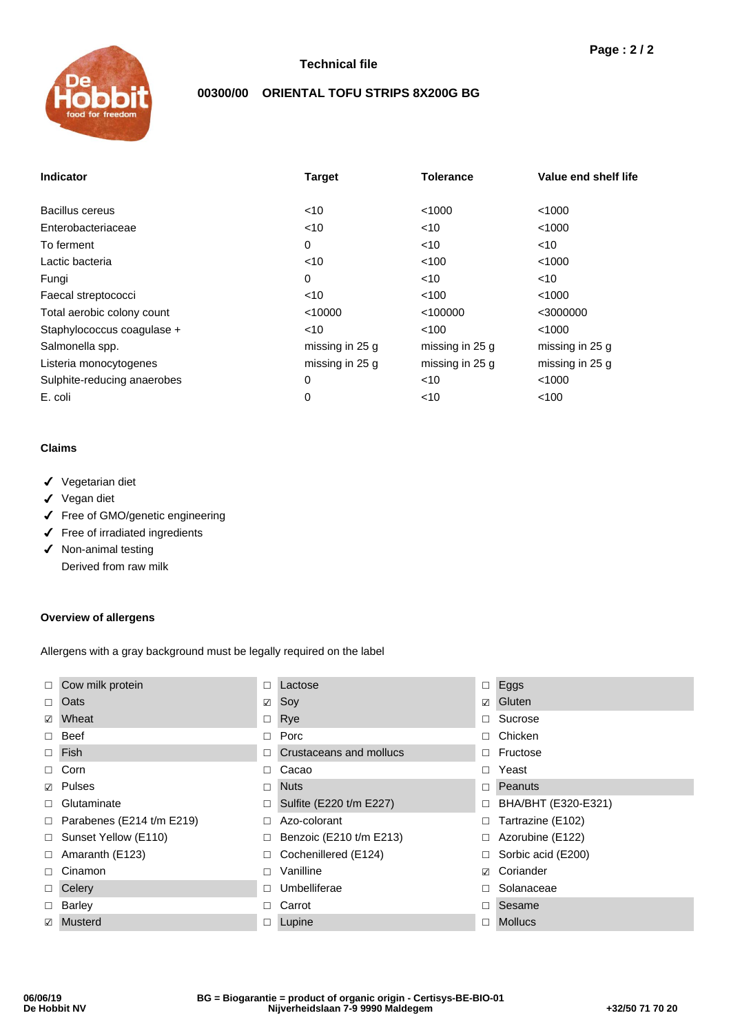**Technical file**

**00300/00 ORIENTAL TOFU STRIPS 8X200G BG**

| Indicator | Target | Tolerance | Value end shelf life |
|---|---|---|---|
| Bacillus cereus | <10 | <1000 | <1000 |
| Enterobacteriaceae | <10 | <10 | <1000 |
| To ferment | 0 | <10 | <10 |
| Lactic bacteria | <10 | <100 | <1000 |
| Fungi | 0 | <10 | <10 |
| Faecal streptococci | <10 | <100 | <1000 |
| Total aerobic colony count | <10000 | <100000 | <3000000 |
| Staphylococcus coagulase + | <10 | <100 | <1000 |
| Salmonella spp. | missing in 25 g | missing in 25 g | missing in 25 g |
| Listeria monocytogenes | missing in 25 g | missing in 25 g | missing in 25 g |
| Sulphite-reducing anaerobes | 0 | <10 | <1000 |
| E. coli | 0 | <10 | <100 |

**Claims**

- ✓ Vegetarian diet
- ✓ Vegan diet
- ✓ Free of GMO/genetic engineering
- ✓ Free of irradiated ingredients
- ✓ Non-animal testing
- Derived from raw milk

**Overview of allergens**

Allergens with a gray background must be legally required on the label

| | | | | | |
|---|---|---|---|---|---|
| ☐ | Cow milk protein | ☐ | Lactose | ☐ | Eggs |
| ☐ | Oats | ☑ | Soy | ☑ | Gluten |
| ☑ | Wheat | ☐ | Rye | ☐ | Sucrose |
| ☐ | Beef | ☐ | Porc | ☐ | Chicken |
| ☐ | Fish | ☐ | Crustaceans and mollucs | ☐ | Fructose |
| ☐ | Corn | ☐ | Cacao | ☐ | Yeast |
| ☑ | Pulses | ☐ | Nuts | ☐ | Peanuts |
| ☐ | Glutaminate | ☐ | Sulfite (E220 t/m E227) | ☐ | BHA/BHT (E320-E321) |
| ☐ | Parabenes (E214 t/m E219) | ☐ | Azo-colorant | ☐ | Tartrazine (E102) |
| ☐ | Sunset Yellow (E110) | ☐ | Benzoic (E210 t/m E213) | ☐ | Azorubine (E122) |
| ☐ | Amaranth (E123) | ☐ | Cochenillered (E124) | ☐ | Sorbic acid (E200) |
| ☐ | Cinamon | ☐ | Vanilline | ☑ | Coriander |
| ☐ | Celery | ☐ | Umbelliferae | ☐ | Solanaceae |
| ☐ | Barley | ☐ | Carrot | ☐ | Sesame |
| ☑ | Musterd | ☐ | Lupine | ☐ | Mollucs |

06/06/19
De Hobbit NV

BG = Biogarantie = product of organic origin - Certisys-BE-BIO-01
Nijverheidslaan 7-9 9990 Maldegem

+32/50 71 70 20